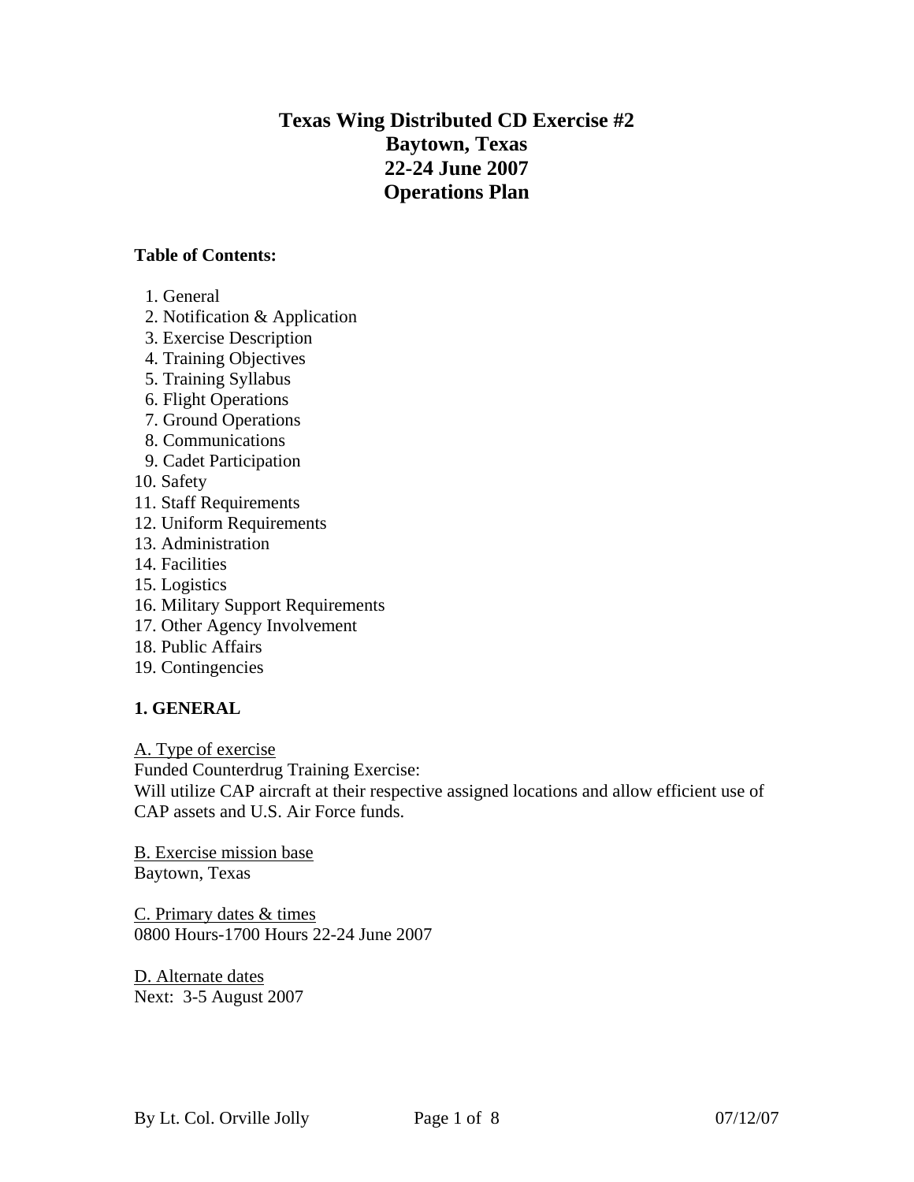# Texas Wing Distributed CD Exercise #2
# Baytown, Texas
# 22-24 June 2007
# Operations Plan

**Table of Contents:**

1. General
2. Notification & Application
3. Exercise Description
4. Training Objectives
5. Training Syllabus
6. Flight Operations
7. Ground Operations
8. Communications
9. Cadet Participation
10. Safety
11. Staff Requirements
12. Uniform Requirements
13. Administration
14. Facilities
15. Logistics
16. Military Support Requirements
17. Other Agency Involvement
18. Public Affairs
19. Contingencies

## 1. GENERAL

A. Type of exercise

Funded Counterdrug Training Exercise:
Will utilize CAP aircraft at their respective assigned locations and allow efficient use of CAP assets and U.S. Air Force funds.

B. Exercise mission base

Baytown, Texas

C. Primary dates & times

0800 Hours-1700 Hours 22-24 June 2007

D. Alternate dates

Next: 3-5 August 2007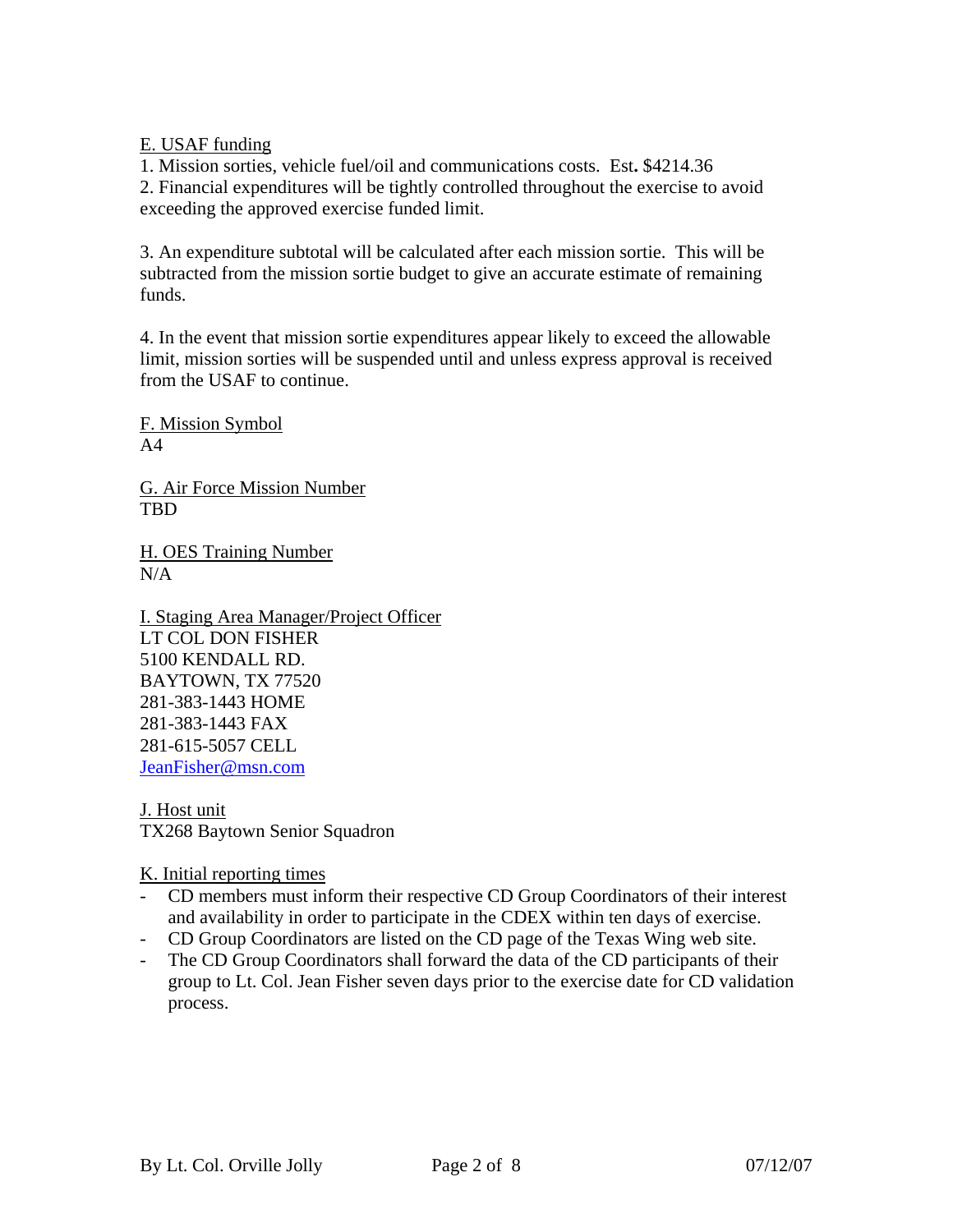E. USAF funding

1. Mission sorties, vehicle fuel/oil and communications costs. Est**.** $4214.36
2. Financial expenditures will be tightly controlled throughout the exercise to avoid exceeding the approved exercise funded limit.

3. An expenditure subtotal will be calculated after each mission sortie. This will be subtracted from the mission sortie budget to give an accurate estimate of remaining funds.

4. In the event that mission sortie expenditures appear likely to exceed the allowable limit, mission sorties will be suspended until and unless express approval is received from the USAF to continue.

F. Mission Symbol
A4

G. Air Force Mission Number
TBD

H. OES Training Number
N/A

I. Staging Area Manager/Project Officer
LT COL DON FISHER
5100 KENDALL RD.
BAYTOWN, TX 77520
281-383-1443 HOME
281-383-1443 FAX
281-615-5057 CELL
JeanFisher@msn.com

J. Host unit
TX268 Baytown Senior Squadron

K. Initial reporting times

- CD members must inform their respective CD Group Coordinators of their interest and availability in order to participate in the CDEX within ten days of exercise.
- CD Group Coordinators are listed on the CD page of the Texas Wing web site.
- The CD Group Coordinators shall forward the data of the CD participants of their group to Lt. Col. Jean Fisher seven days prior to the exercise date for CD validation process.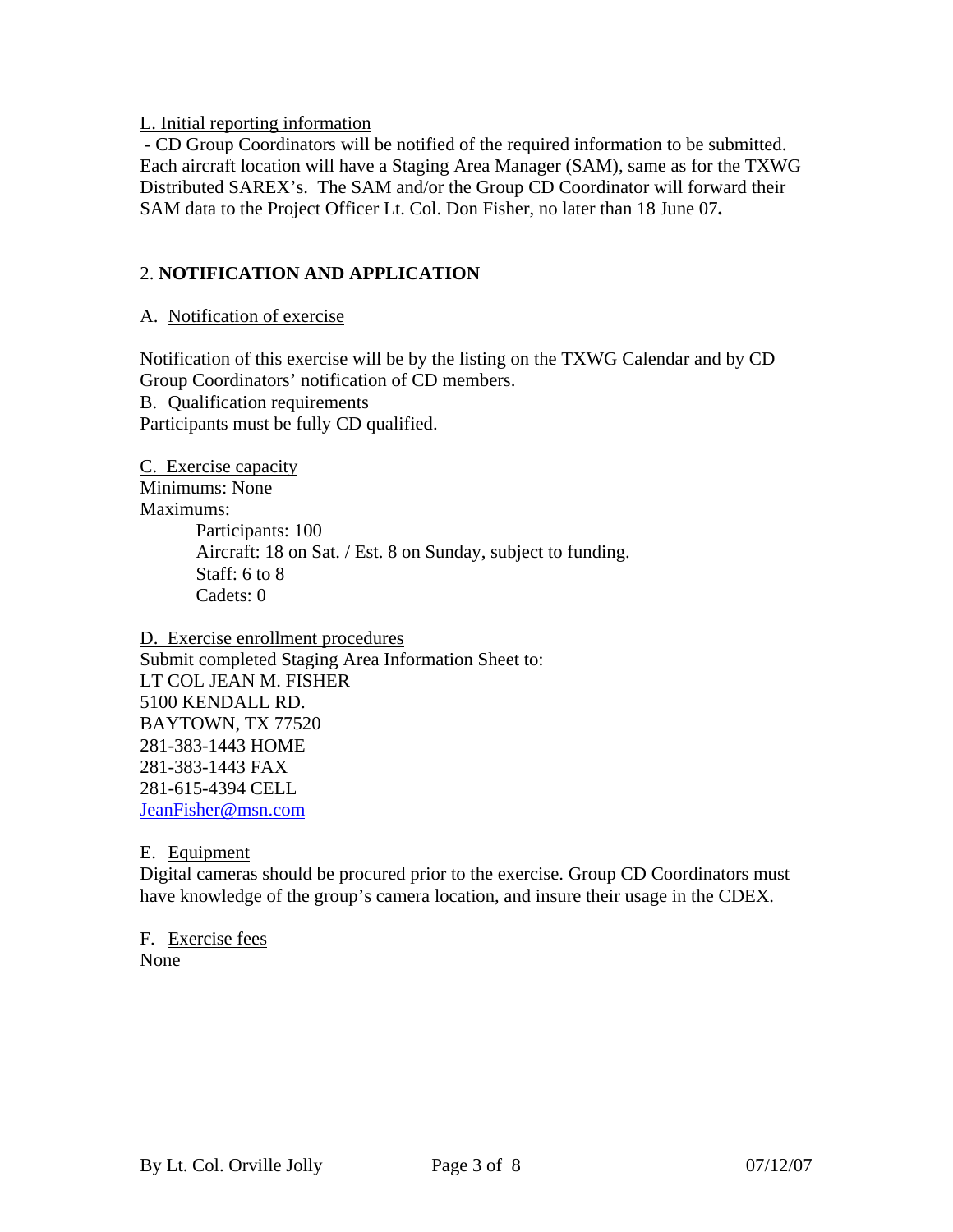L. Initial reporting information

- CD Group Coordinators will be notified of the required information to be submitted. Each aircraft location will have a Staging Area Manager (SAM), same as for the TXWG Distributed SAREX's. The SAM and/or the Group CD Coordinator will forward their SAM data to the Project Officer Lt. Col. Don Fisher, no later than 18 June 07**.**

## 2. NOTIFICATION AND APPLICATION

A. Notification of exercise

Notification of this exercise will be by the listing on the TXWG Calendar and by CD Group Coordinators' notification of CD members.

B. Qualification requirements

Participants must be fully CD qualified.

C. Exercise capacity

Minimums: None

Maximums:

- Participants: 100
- Aircraft: 18 on Sat. / Est. 8 on Sunday, subject to funding.
- Staff: 6 to 8
- Cadets: 0

D. Exercise enrollment procedures

Submit completed Staging Area Information Sheet to:

LT COL JEAN M. FISHER
5100 KENDALL RD.
BAYTOWN, TX 77520
281-383-1443 HOME
281-383-1443 FAX
281-615-4394 CELL
JeanFisher@msn.com

E. Equipment

Digital cameras should be procured prior to the exercise. Group CD Coordinators must have knowledge of the group's camera location, and insure their usage in the CDEX.

F. Exercise fees

None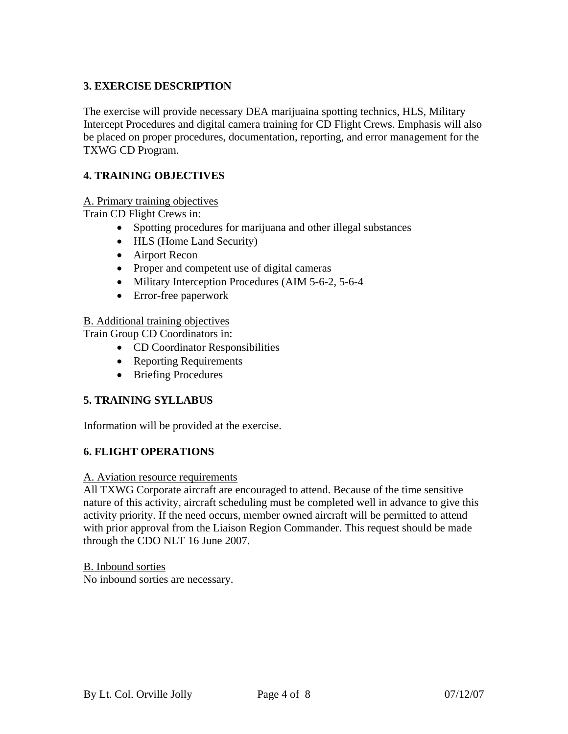## 3. EXERCISE DESCRIPTION

The exercise will provide necessary DEA marijuaina spotting technics, HLS, Military Intercept Procedures and digital camera training for CD Flight Crews. Emphasis will also be placed on proper procedures, documentation, reporting, and error management for the TXWG CD Program.

## 4. TRAINING OBJECTIVES

A. Primary training objectives

Train CD Flight Crews in:

- Spotting procedures for marijuana and other illegal substances
- HLS (Home Land Security)
- Airport Recon
- Proper and competent use of digital cameras
- Military Interception Procedures (AIM 5-6-2, 5-6-4
- Error-free paperwork

B. Additional training objectives

Train Group CD Coordinators in:

- CD Coordinator Responsibilities
- Reporting Requirements
- Briefing Procedures

## 5. TRAINING SYLLABUS

Information will be provided at the exercise.

## 6. FLIGHT OPERATIONS

A. Aviation resource requirements

All TXWG Corporate aircraft are encouraged to attend. Because of the time sensitive nature of this activity, aircraft scheduling must be completed well in advance to give this activity priority. If the need occurs, member owned aircraft will be permitted to attend with prior approval from the Liaison Region Commander. This request should be made through the CDO NLT 16 June 2007.

B. Inbound sorties

No inbound sorties are necessary.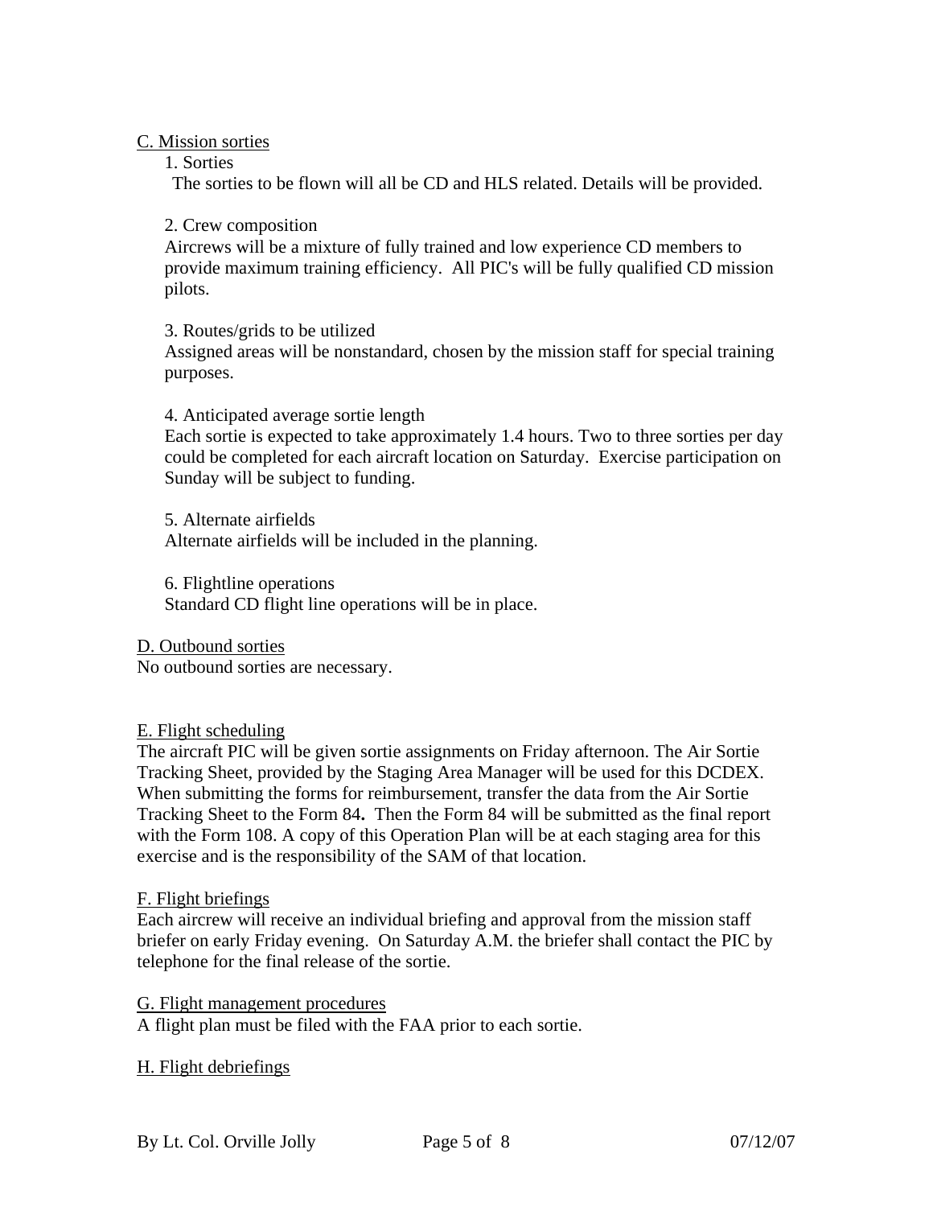C. Mission sorties

1. Sorties

The sorties to be flown will all be CD and HLS related. Details will be provided.

2. Crew composition

Aircrews will be a mixture of fully trained and low experience CD members to provide maximum training efficiency. All PIC's will be fully qualified CD mission pilots.

3. Routes/grids to be utilized

Assigned areas will be nonstandard, chosen by the mission staff for special training purposes.

4. Anticipated average sortie length

Each sortie is expected to take approximately 1.4 hours. Two to three sorties per day could be completed for each aircraft location on Saturday. Exercise participation on Sunday will be subject to funding.

5. Alternate airfields

Alternate airfields will be included in the planning.

6. Flightline operations

Standard CD flight line operations will be in place.

D. Outbound sorties

No outbound sorties are necessary.

E. Flight scheduling

The aircraft PIC will be given sortie assignments on Friday afternoon. The Air Sortie Tracking Sheet, provided by the Staging Area Manager will be used for this DCDEX. When submitting the forms for reimbursement, transfer the data from the Air Sortie Tracking Sheet to the Form 84**.** Then the Form 84 will be submitted as the final report with the Form 108. A copy of this Operation Plan will be at each staging area for this exercise and is the responsibility of the SAM of that location.

F. Flight briefings

Each aircrew will receive an individual briefing and approval from the mission staff briefer on early Friday evening. On Saturday A.M. the briefer shall contact the PIC by telephone for the final release of the sortie.

G. Flight management procedures

A flight plan must be filed with the FAA prior to each sortie.

H. Flight debriefings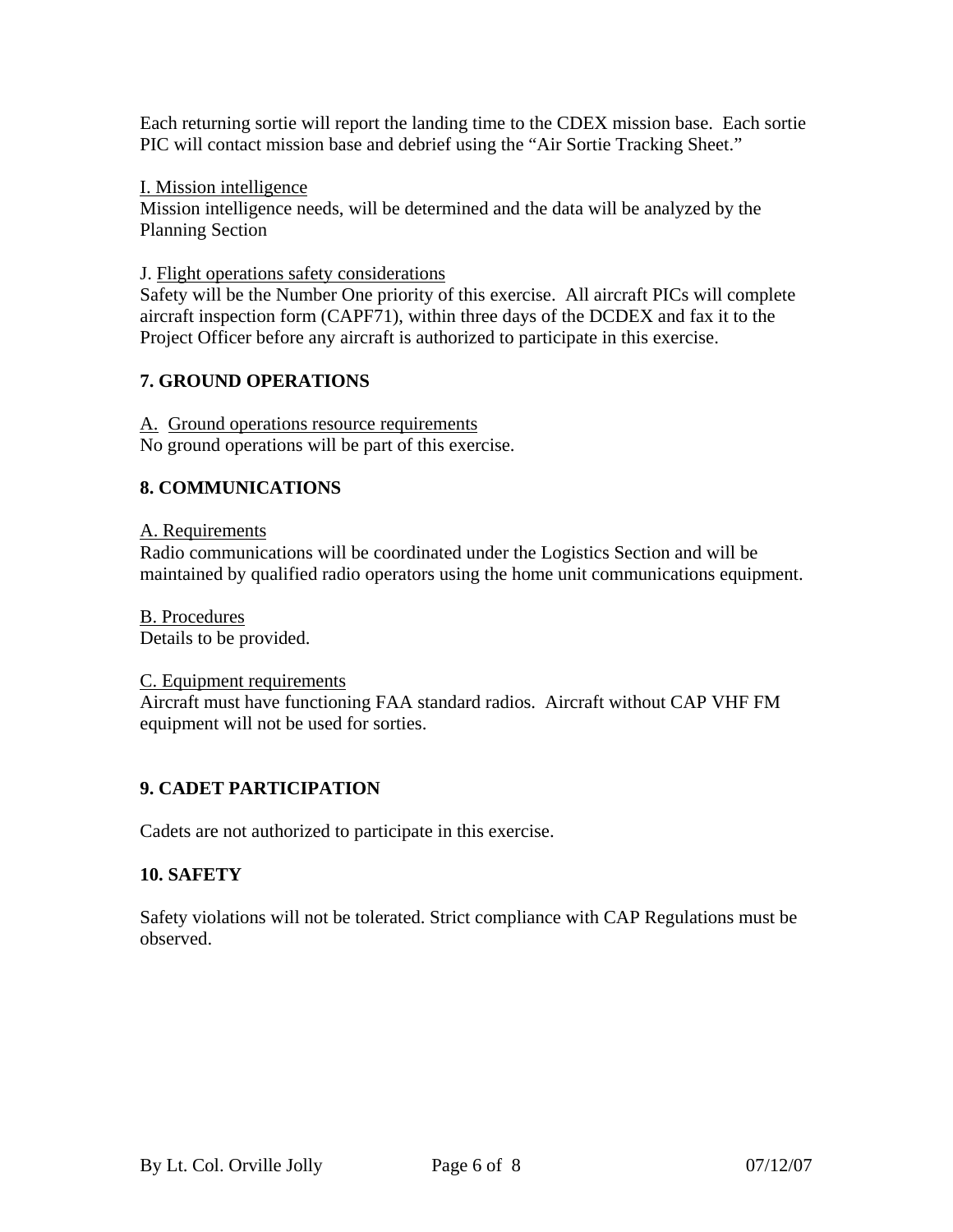Each returning sortie will report the landing time to the CDEX mission base. Each sortie PIC will contact mission base and debrief using the "Air Sortie Tracking Sheet."

I. Mission intelligence

Mission intelligence needs, will be determined and the data will be analyzed by the Planning Section

J. Flight operations safety considerations

Safety will be the Number One priority of this exercise. All aircraft PICs will complete aircraft inspection form (CAPF71), within three days of the DCDEX and fax it to the Project Officer before any aircraft is authorized to participate in this exercise.

## 7. GROUND OPERATIONS

A. Ground operations resource requirements

No ground operations will be part of this exercise.

## 8. COMMUNICATIONS

A. Requirements

Radio communications will be coordinated under the Logistics Section and will be maintained by qualified radio operators using the home unit communications equipment.

B. Procedures

Details to be provided.

C. Equipment requirements

Aircraft must have functioning FAA standard radios. Aircraft without CAP VHF FM equipment will not be used for sorties.

## 9. CADET PARTICIPATION

Cadets are not authorized to participate in this exercise.

## 10. SAFETY

Safety violations will not be tolerated. Strict compliance with CAP Regulations must be observed.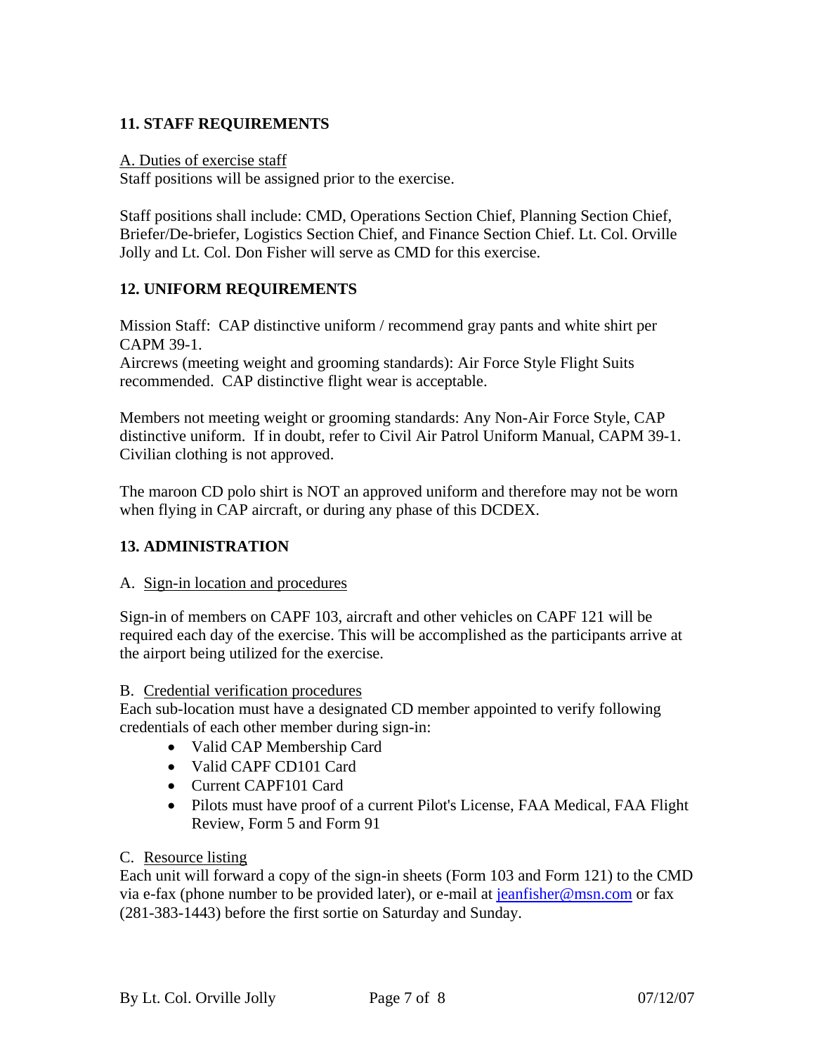## 11. STAFF REQUIREMENTS

A. Duties of exercise staff

Staff positions will be assigned prior to the exercise.

Staff positions shall include: CMD, Operations Section Chief, Planning Section Chief, Briefer/De-briefer, Logistics Section Chief, and Finance Section Chief. Lt. Col. Orville Jolly and Lt. Col. Don Fisher will serve as CMD for this exercise.

## 12. UNIFORM REQUIREMENTS

Mission Staff: CAP distinctive uniform / recommend gray pants and white shirt per CAPM 39-1.
Aircrews (meeting weight and grooming standards): Air Force Style Flight Suits recommended. CAP distinctive flight wear is acceptable.

Members not meeting weight or grooming standards: Any Non-Air Force Style, CAP distinctive uniform. If in doubt, refer to Civil Air Patrol Uniform Manual, CAPM 39-1. Civilian clothing is not approved.

The maroon CD polo shirt is NOT an approved uniform and therefore may not be worn when flying in CAP aircraft, or during any phase of this DCDEX.

## 13. ADMINISTRATION

A. Sign-in location and procedures

Sign-in of members on CAPF 103, aircraft and other vehicles on CAPF 121 will be required each day of the exercise. This will be accomplished as the participants arrive at the airport being utilized for the exercise.

B. Credential verification procedures

Each sub-location must have a designated CD member appointed to verify following credentials of each other member during sign-in:

- Valid CAP Membership Card
- Valid CAPF CD101 Card
- Current CAPF101 Card
- Pilots must have proof of a current Pilot's License, FAA Medical, FAA Flight Review, Form 5 and Form 91

C. Resource listing

Each unit will forward a copy of the sign-in sheets (Form 103 and Form 121) to the CMD via e-fax (phone number to be provided later), or e-mail at jeanfisher@msn.com or fax (281-383-1443) before the first sortie on Saturday and Sunday.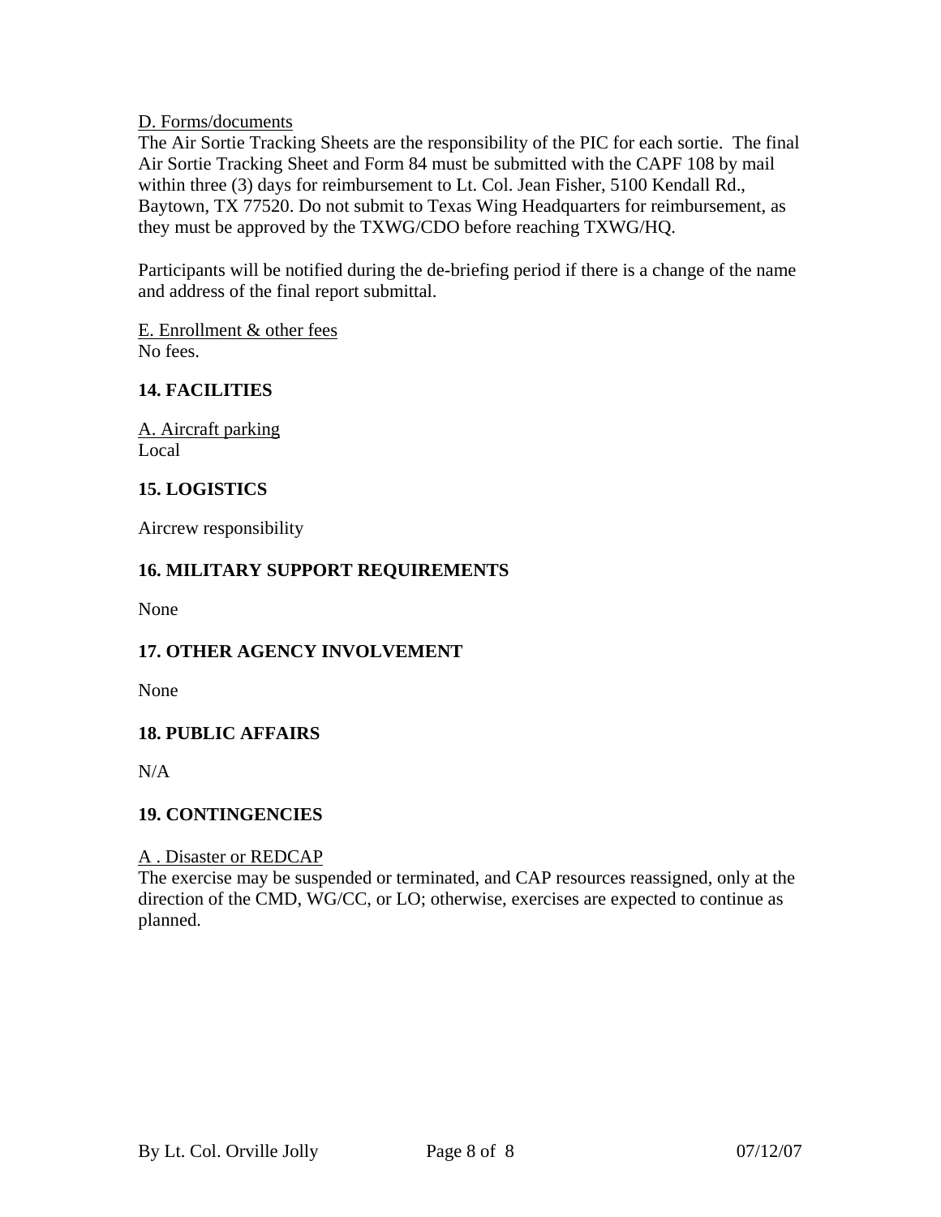D. Forms/documents

The Air Sortie Tracking Sheets are the responsibility of the PIC for each sortie. The final Air Sortie Tracking Sheet and Form 84 must be submitted with the CAPF 108 by mail within three (3) days for reimbursement to Lt. Col. Jean Fisher, 5100 Kendall Rd., Baytown, TX 77520. Do not submit to Texas Wing Headquarters for reimbursement, as they must be approved by the TXWG/CDO before reaching TXWG/HQ.

Participants will be notified during the de-briefing period if there is a change of the name and address of the final report submittal.

E. Enrollment & other fees

No fees.

## 14. FACILITIES

A. Aircraft parking

Local

## 15. LOGISTICS

Aircrew responsibility

## 16. MILITARY SUPPORT REQUIREMENTS

None

## 17. OTHER AGENCY INVOLVEMENT

None

## 18. PUBLIC AFFAIRS

N/A

## 19. CONTINGENCIES

A . Disaster or REDCAP

The exercise may be suspended or terminated, and CAP resources reassigned, only at the direction of the CMD, WG/CC, or LO; otherwise, exercises are expected to continue as planned.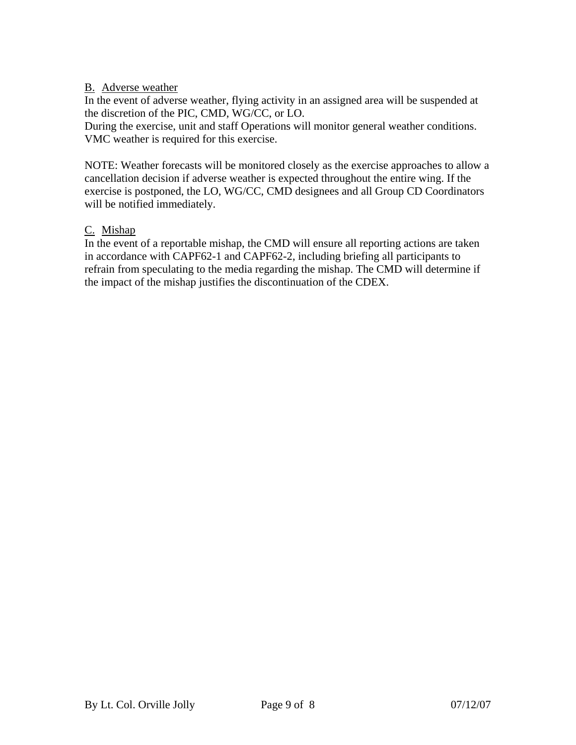B. Adverse weather

In the event of adverse weather, flying activity in an assigned area will be suspended at the discretion of the PIC, CMD, WG/CC, or LO.

During the exercise, unit and staff Operations will monitor general weather conditions. VMC weather is required for this exercise.

NOTE: Weather forecasts will be monitored closely as the exercise approaches to allow a cancellation decision if adverse weather is expected throughout the entire wing. If the exercise is postponed, the LO, WG/CC, CMD designees and all Group CD Coordinators will be notified immediately.

C. Mishap

In the event of a reportable mishap, the CMD will ensure all reporting actions are taken in accordance with CAPF62-1 and CAPF62-2, including briefing all participants to refrain from speculating to the media regarding the mishap. The CMD will determine if the impact of the mishap justifies the discontinuation of the CDEX.